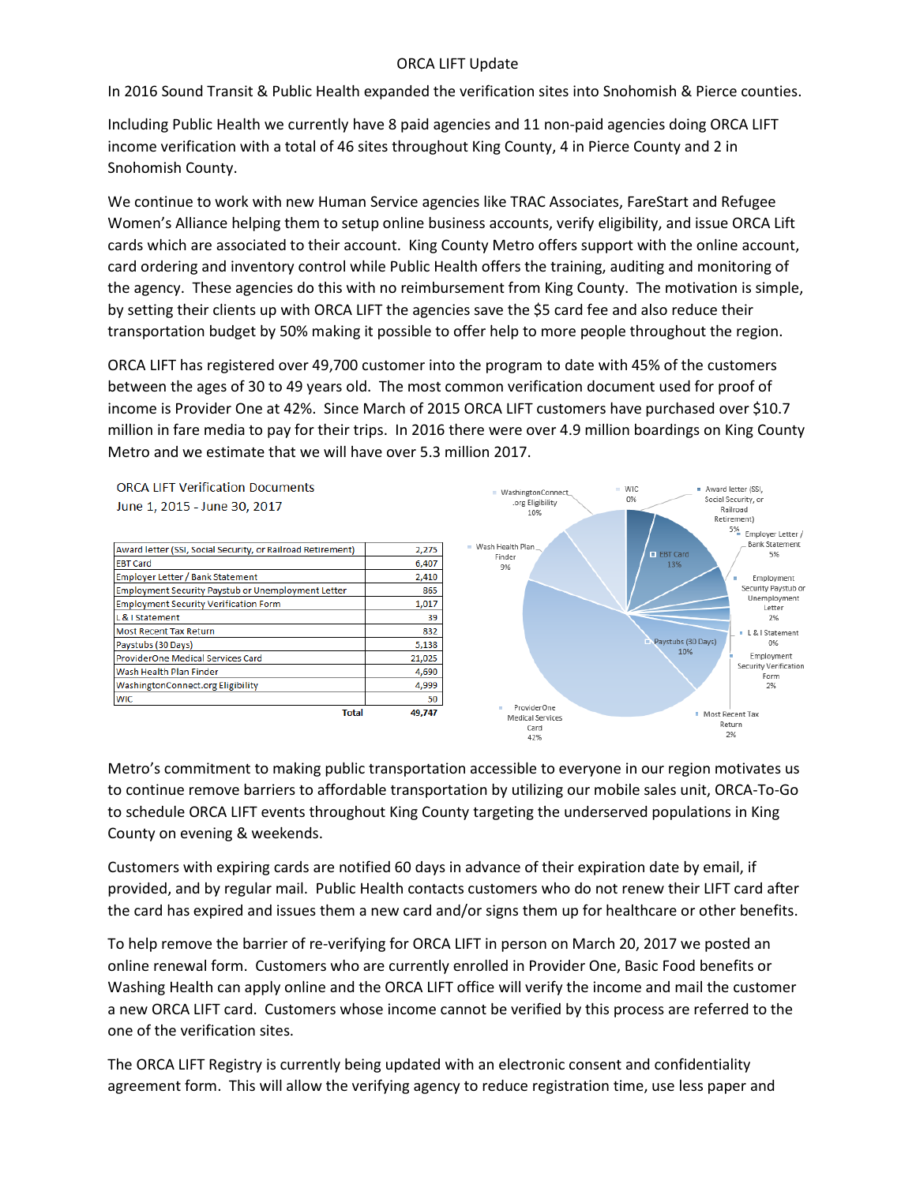# ORCA LIFT Update

In 2016 Sound Transit & Public Health expanded the verification sites into Snohomish & Pierce counties.

Including Public Health we currently have 8 paid agencies and 11 non-paid agencies doing ORCA LIFT income verification with a total of 46 sites throughout King County, 4 in Pierce County and 2 in Snohomish County.

We continue to work with new Human Service agencies like TRAC Associates, FareStart and Refugee Women's Alliance helping them to setup online business accounts, verify eligibility, and issue ORCA Lift cards which are associated to their account. King County Metro offers support with the online account, card ordering and inventory control while Public Health offers the training, auditing and monitoring of the agency. These agencies do this with no reimbursement from King County. The motivation is simple, by setting their clients up with ORCA LIFT the agencies save the $5 card fee and also reduce their transportation budget by 50% making it possible to offer help to more people throughout the region.

ORCA LIFT has registered over 49,700 customer into the program to date with 45% of the customers between the ages of 30 to 49 years old. The most common verification document used for proof of income is Provider One at 42%. Since March of 2015 ORCA LIFT customers have purchased over $10.7 million in fare media to pay for their trips. In 2016 there were over 4.9 million boardings on King County Metro and we estimate that we will have over 5.3 million 2017.

ORCA LIFT Verification Documents
June 1, 2015 - June 30, 2017

| Document | Count |
|---|---|
| Award letter (SSI, Social Security, or Railroad Retirement) | 2,275 |
| EBT Card | 6,407 |
| Employer Letter / Bank Statement | 2,410 |
| Employment Security Paystub or Unemployment Letter | 865 |
| Employment Security Verification Form | 1,017 |
| L & I Statement | 39 |
| Most Recent Tax Return | 832 |
| Paystubs (30 Days) | 5,138 |
| ProviderOne Medical Services Card | 21,025 |
| Wash Health Plan Finder | 4,690 |
| WashingtonConnect.org Eligibility | 4,999 |
| WIC | 50 |
| **Total** | **49,747** |

Metro's commitment to making public transportation accessible to everyone in our region motivates us to continue remove barriers to affordable transportation by utilizing our mobile sales unit, ORCA-To-Go to schedule ORCA LIFT events throughout King County targeting the underserved populations in King County on evening & weekends.

Customers with expiring cards are notified 60 days in advance of their expiration date by email, if provided, and by regular mail. Public Health contacts customers who do not renew their LIFT card after the card has expired and issues them a new card and/or signs them up for healthcare or other benefits.

To help remove the barrier of re-verifying for ORCA LIFT in person on March 20, 2017 we posted an online renewal form. Customers who are currently enrolled in Provider One, Basic Food benefits or Washing Health can apply online and the ORCA LIFT office will verify the income and mail the customer a new ORCA LIFT card. Customers whose income cannot be verified by this process are referred to the one of the verification sites.

The ORCA LIFT Registry is currently being updated with an electronic consent and confidentiality agreement form. This will allow the verifying agency to reduce registration time, use less paper and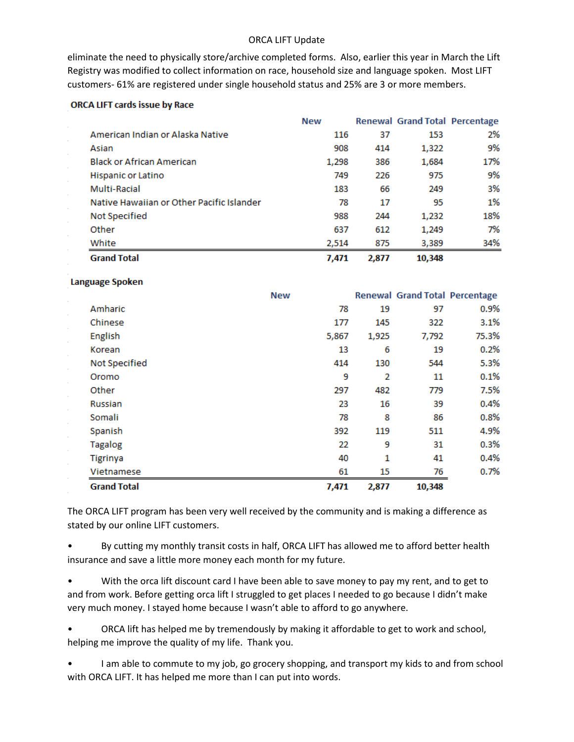eliminate the need to physically store/archive completed forms. Also, earlier this year in March the Lift Registry was modified to collect information on race, household size and language spoken. Most LIFT customers- 61% are registered under single household status and 25% are 3 or more members.

**ORCA LIFT cards issue by Race**

| | New | Renewal | Grand Total | Percentage |
|---|---|---|---|---|
| American Indian or Alaska Native | 116 | 37 | 153 | 2% |
| Asian | 908 | 414 | 1,322 | 9% |
| Black or African American | 1,298 | 386 | 1,684 | 17% |
| Hispanic or Latino | 749 | 226 | 975 | 9% |
| Multi-Racial | 183 | 66 | 249 | 3% |
| Native Hawaiian or Other Pacific Islander | 78 | 17 | 95 | 1% |
| Not Specified | 988 | 244 | 1,232 | 18% |
| Other | 637 | 612 | 1,249 | 7% |
| White | 2,514 | 875 | 3,389 | 34% |
| **Grand Total** | **7,471** | **2,877** | **10,348** | |

**Language Spoken**

| | New | Renewal | Grand Total | Percentage |
|---|---|---|---|---|
| Amharic | 78 | 19 | 97 | 0.9% |
| Chinese | 177 | 145 | 322 | 3.1% |
| English | 5,867 | 1,925 | 7,792 | 75.3% |
| Korean | 13 | 6 | 19 | 0.2% |
| Not Specified | 414 | 130 | 544 | 5.3% |
| Oromo | 9 | 2 | 11 | 0.1% |
| Other | 297 | 482 | 779 | 7.5% |
| Russian | 23 | 16 | 39 | 0.4% |
| Somali | 78 | 8 | 86 | 0.8% |
| Spanish | 392 | 119 | 511 | 4.9% |
| Tagalog | 22 | 9 | 31 | 0.3% |
| Tigrinya | 40 | 1 | 41 | 0.4% |
| Vietnamese | 61 | 15 | 76 | 0.7% |
| **Grand Total** | **7,471** | **2,877** | **10,348** | |

The ORCA LIFT program has been very well received by the community and is making a difference as stated by our online LIFT customers.

- By cutting my monthly transit costs in half, ORCA LIFT has allowed me to afford better health insurance and save a little more money each month for my future.
- With the orca lift discount card I have been able to save money to pay my rent, and to get to and from work. Before getting orca lift I struggled to get places I needed to go because I didn't make very much money. I stayed home because I wasn't able to afford to go anywhere.
- ORCA lift has helped me by tremendously by making it affordable to get to work and school, helping me improve the quality of my life. Thank you.
- I am able to commute to my job, go grocery shopping, and transport my kids to and from school with ORCA LIFT. It has helped me more than I can put into words.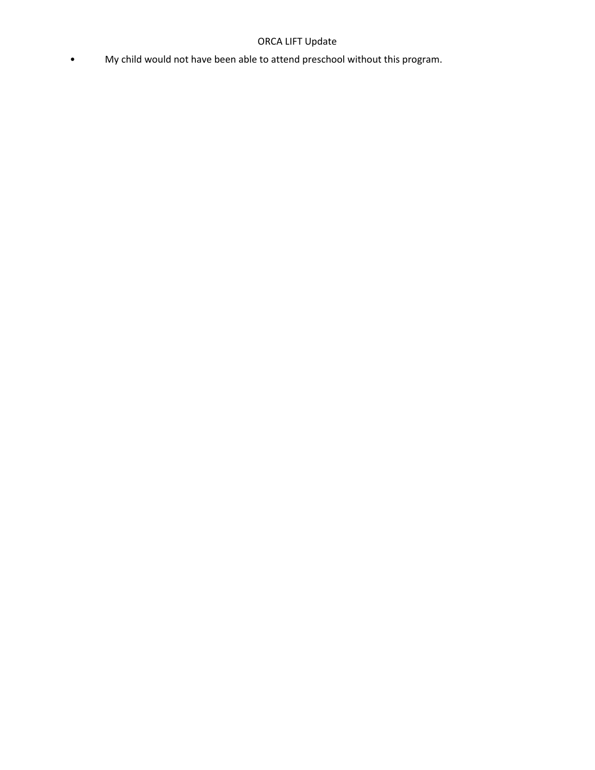- My child would not have been able to attend preschool without this program.